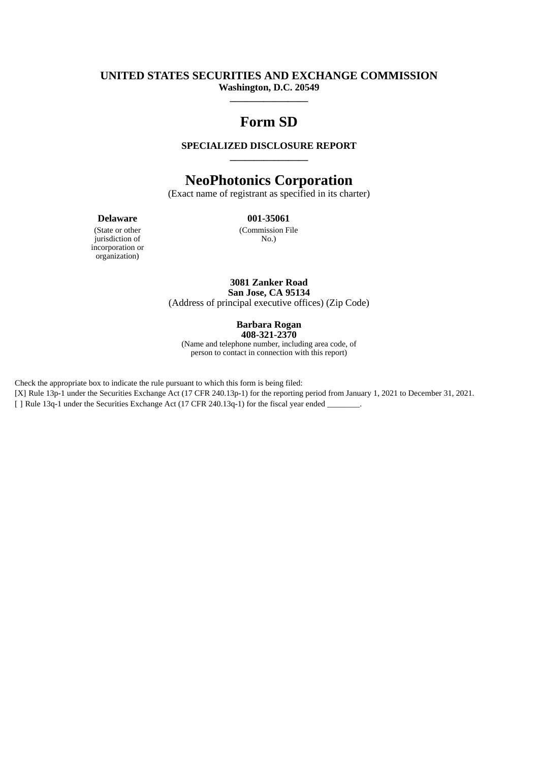**UNITED STATES SECURITIES AND EXCHANGE COMMISSION**
**Washington, D.C. 20549**

---

# Form SD

**SPECIALIZED DISCLOSURE REPORT**

---

# NeoPhotonics Corporation

(Exact name of registrant as specified in its charter)

| **Delaware** | **001-35061** |
|---|---|
| (State or other jurisdiction of incorporation or organization) | (Commission File No.) |

**3081 Zanker Road**
**San Jose, CA 95134**
(Address of principal executive offices) (Zip Code)

**Barbara Rogan**
**408-321-2370**
(Name and telephone number, including area code, of person to contact in connection with this report)

Check the appropriate box to indicate the rule pursuant to which this form is being filed:

[X] Rule 13p-1 under the Securities Exchange Act (17 CFR 240.13p-1) for the reporting period from January 1, 2021 to December 31, 2021.

[ ] Rule 13q-1 under the Securities Exchange Act (17 CFR 240.13q-1) for the fiscal year ended ________.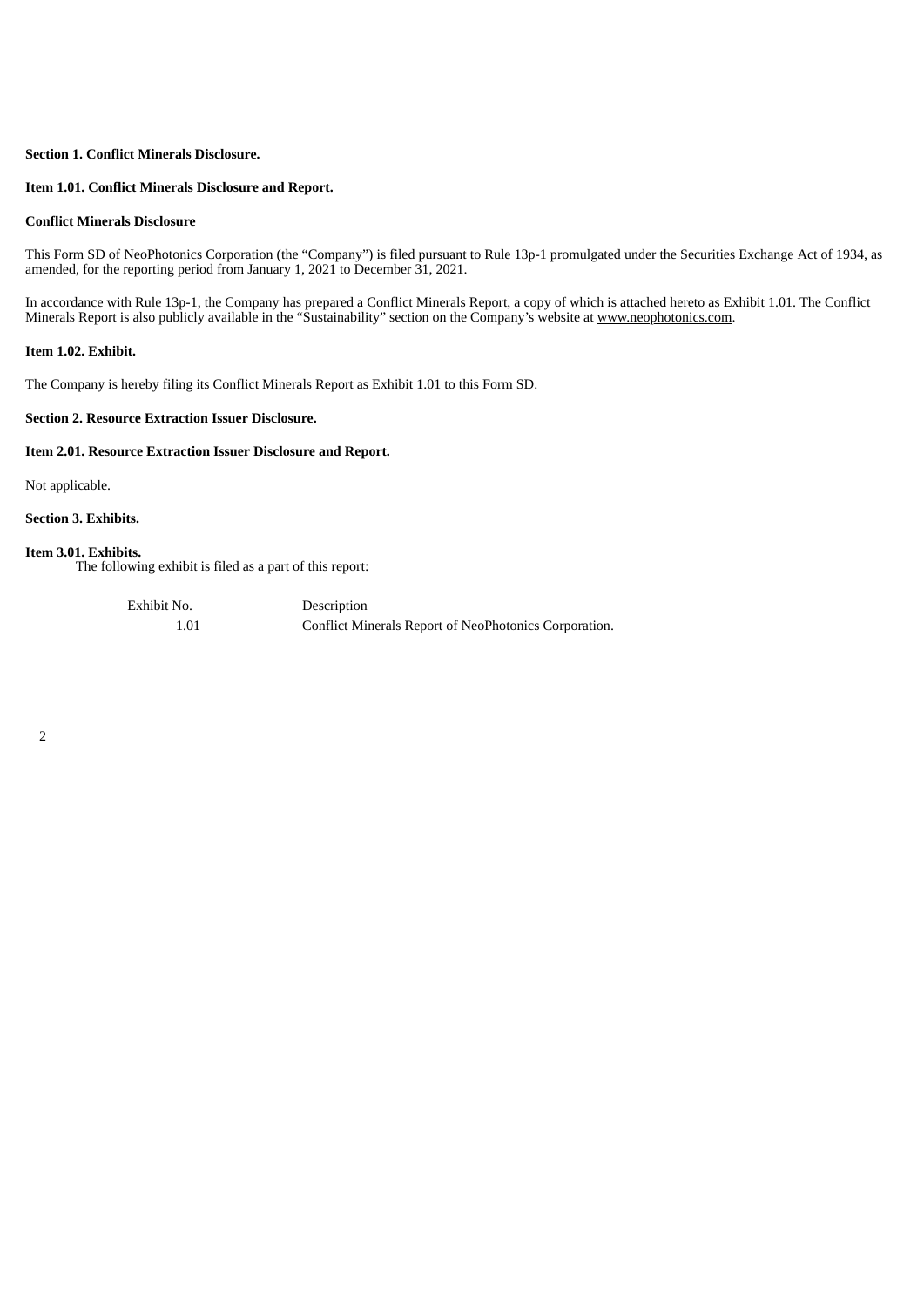**Section 1. Conflict Minerals Disclosure.**

**Item 1.01. Conflict Minerals Disclosure and Report.**

**Conflict Minerals Disclosure**

This Form SD of NeoPhotonics Corporation (the "Company") is filed pursuant to Rule 13p-1 promulgated under the Securities Exchange Act of 1934, as amended, for the reporting period from January 1, 2021 to December 31, 2021.

In accordance with Rule 13p-1, the Company has prepared a Conflict Minerals Report, a copy of which is attached hereto as Exhibit 1.01. The Conflict Minerals Report is also publicly available in the "Sustainability" section on the Company's website at www.neophotonics.com.

**Item 1.02. Exhibit.**

The Company is hereby filing its Conflict Minerals Report as Exhibit 1.01 to this Form SD.

**Section 2. Resource Extraction Issuer Disclosure.**

**Item 2.01. Resource Extraction Issuer Disclosure and Report.**

Not applicable.

**Section 3. Exhibits.**

**Item 3.01. Exhibits.**

The following exhibit is filed as a part of this report:

| Exhibit No. | Description |
| --- | --- |
| 1.01 | Conflict Minerals Report of NeoPhotonics Corporation. |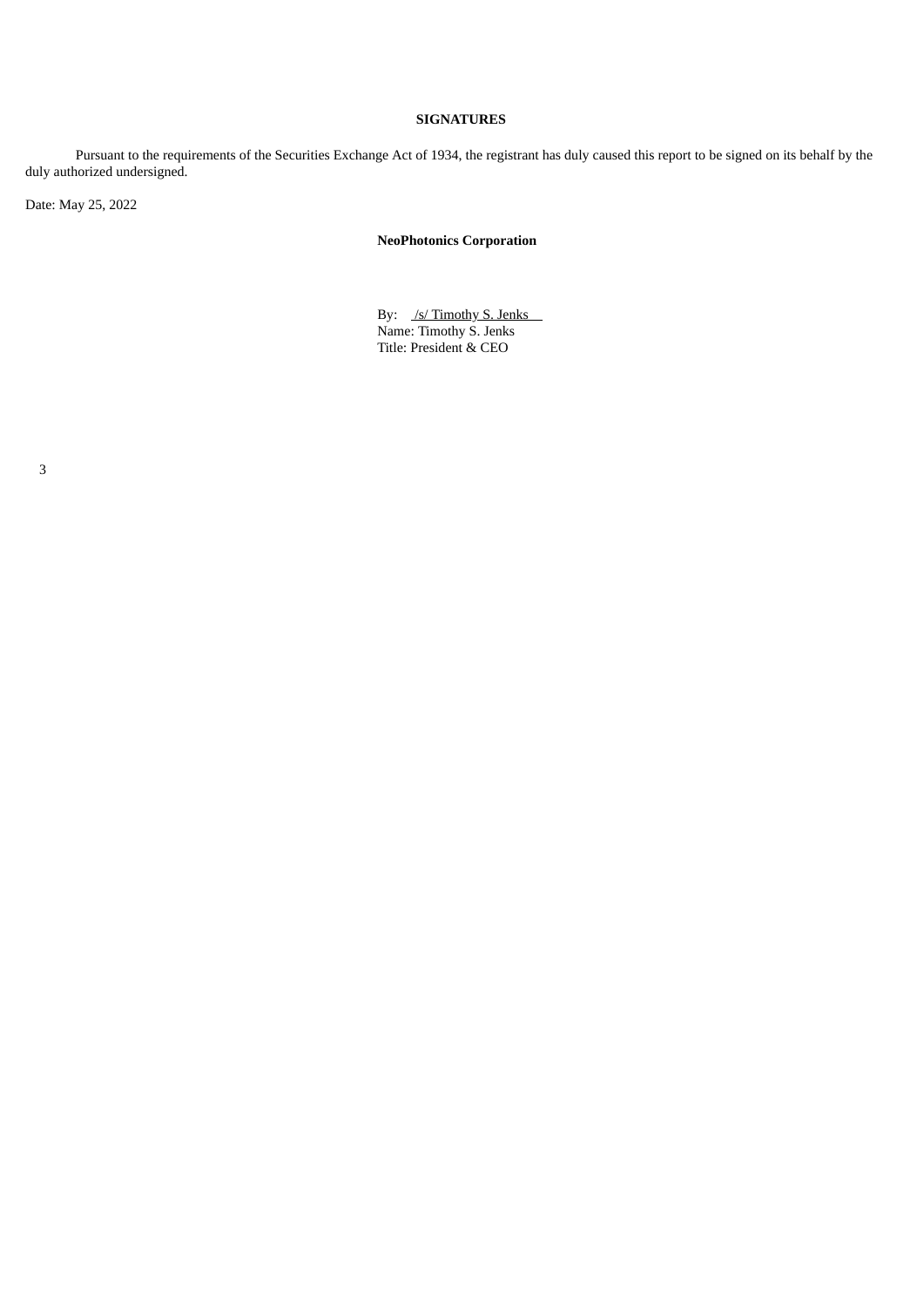**SIGNATURES**

Pursuant to the requirements of the Securities Exchange Act of 1934, the registrant has duly caused this report to be signed on its behalf by the duly authorized undersigned.

Date: May 25, 2022

**NeoPhotonics Corporation**

By: /s/ Timothy S. Jenks
Name: Timothy S. Jenks
Title: President & CEO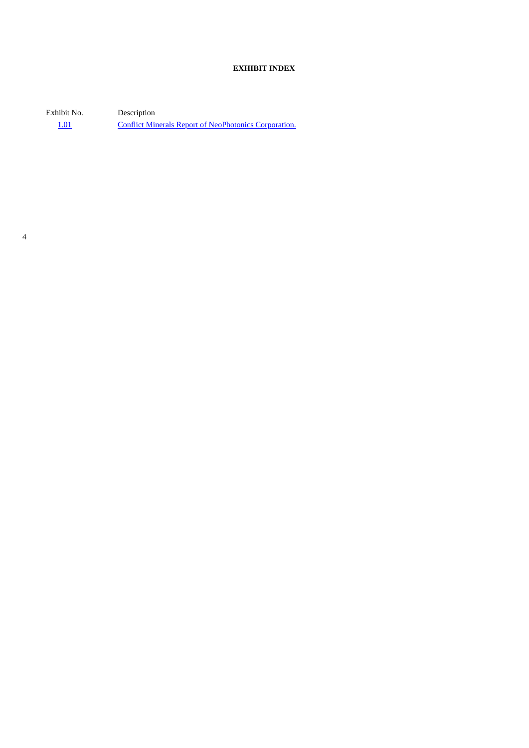**EXHIBIT INDEX**

| Exhibit No. | Description |
| --- | --- |
| 1.01 | Conflict Minerals Report of NeoPhotonics Corporation. |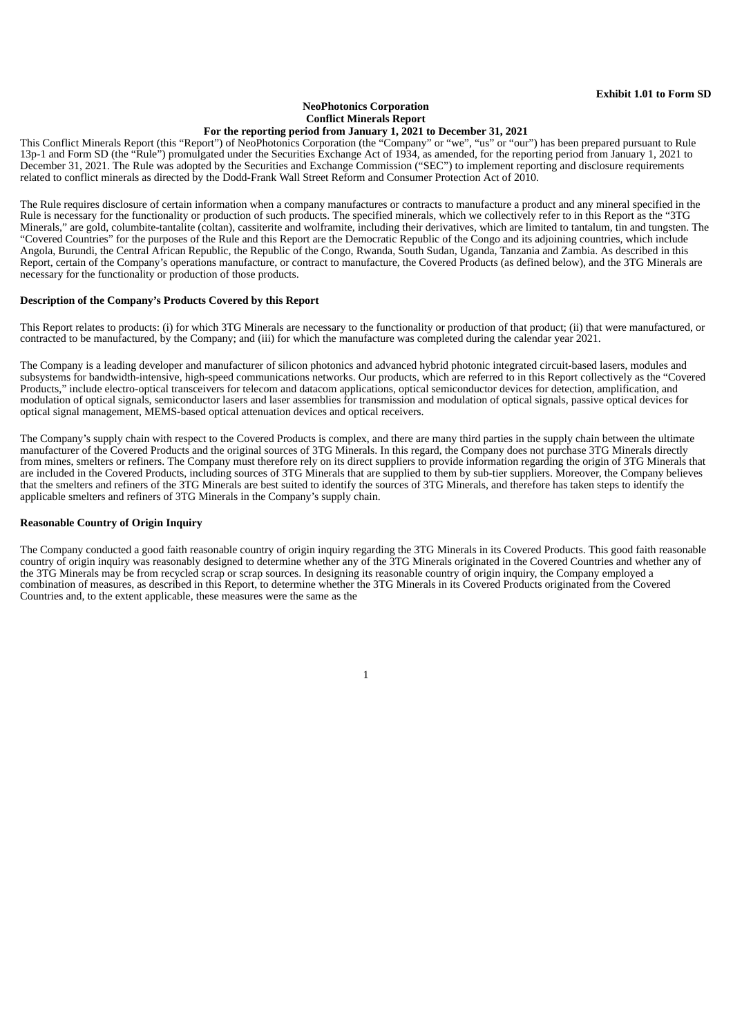**Exhibit 1.01 to Form SD**

**NeoPhotonics Corporation**
**Conflict Minerals Report**
**For the reporting period from January 1, 2021 to December 31, 2021**

This Conflict Minerals Report (this "Report") of NeoPhotonics Corporation (the "Company" or "we", "us" or "our") has been prepared pursuant to Rule 13p-1 and Form SD (the "Rule") promulgated under the Securities Exchange Act of 1934, as amended, for the reporting period from January 1, 2021 to December 31, 2021. The Rule was adopted by the Securities and Exchange Commission ("SEC") to implement reporting and disclosure requirements related to conflict minerals as directed by the Dodd-Frank Wall Street Reform and Consumer Protection Act of 2010.

The Rule requires disclosure of certain information when a company manufactures or contracts to manufacture a product and any mineral specified in the Rule is necessary for the functionality or production of such products. The specified minerals, which we collectively refer to in this Report as the "3TG Minerals," are gold, columbite-tantalite (coltan), cassiterite and wolframite, including their derivatives, which are limited to tantalum, tin and tungsten. The "Covered Countries" for the purposes of the Rule and this Report are the Democratic Republic of the Congo and its adjoining countries, which include Angola, Burundi, the Central African Republic, the Republic of the Congo, Rwanda, South Sudan, Uganda, Tanzania and Zambia. As described in this Report, certain of the Company's operations manufacture, or contract to manufacture, the Covered Products (as defined below), and the 3TG Minerals are necessary for the functionality or production of those products.

**Description of the Company's Products Covered by this Report**

This Report relates to products: (i) for which 3TG Minerals are necessary to the functionality or production of that product; (ii) that were manufactured, or contracted to be manufactured, by the Company; and (iii) for which the manufacture was completed during the calendar year 2021.

The Company is a leading developer and manufacturer of silicon photonics and advanced hybrid photonic integrated circuit-based lasers, modules and subsystems for bandwidth-intensive, high-speed communications networks. Our products, which are referred to in this Report collectively as the "Covered Products," include electro-optical transceivers for telecom and datacom applications, optical semiconductor devices for detection, amplification, and modulation of optical signals, semiconductor lasers and laser assemblies for transmission and modulation of optical signals, passive optical devices for optical signal management, MEMS-based optical attenuation devices and optical receivers.

The Company's supply chain with respect to the Covered Products is complex, and there are many third parties in the supply chain between the ultimate manufacturer of the Covered Products and the original sources of 3TG Minerals. In this regard, the Company does not purchase 3TG Minerals directly from mines, smelters or refiners. The Company must therefore rely on its direct suppliers to provide information regarding the origin of 3TG Minerals that are included in the Covered Products, including sources of 3TG Minerals that are supplied to them by sub-tier suppliers. Moreover, the Company believes that the smelters and refiners of the 3TG Minerals are best suited to identify the sources of 3TG Minerals, and therefore has taken steps to identify the applicable smelters and refiners of 3TG Minerals in the Company's supply chain.

**Reasonable Country of Origin Inquiry**

The Company conducted a good faith reasonable country of origin inquiry regarding the 3TG Minerals in its Covered Products. This good faith reasonable country of origin inquiry was reasonably designed to determine whether any of the 3TG Minerals originated in the Covered Countries and whether any of the 3TG Minerals may be from recycled scrap or scrap sources. In designing its reasonable country of origin inquiry, the Company employed a combination of measures, as described in this Report, to determine whether the 3TG Minerals in its Covered Products originated from the Covered Countries and, to the extent applicable, these measures were the same as the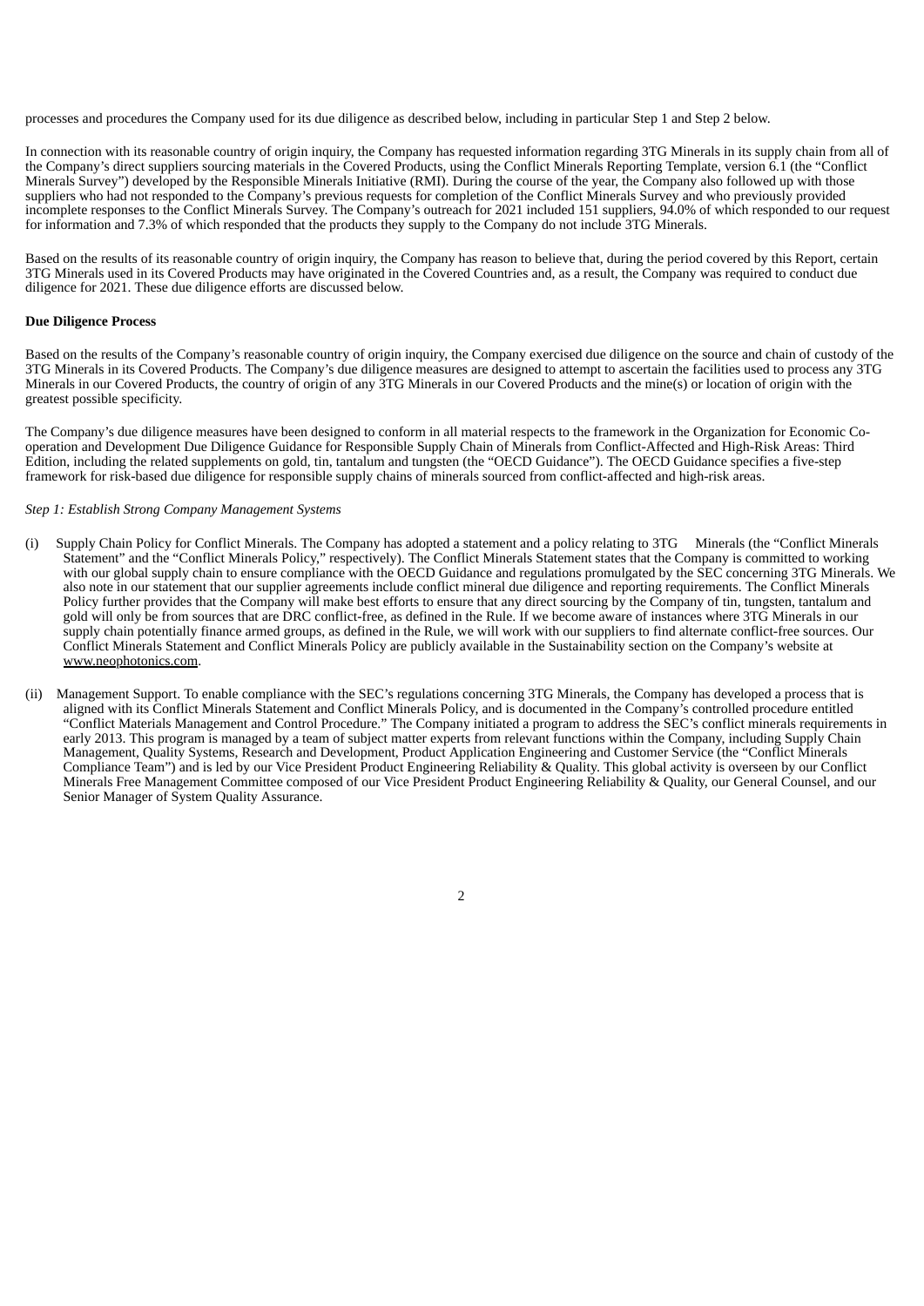processes and procedures the Company used for its due diligence as described below, including in particular Step 1 and Step 2 below.

In connection with its reasonable country of origin inquiry, the Company has requested information regarding 3TG Minerals in its supply chain from all of the Company's direct suppliers sourcing materials in the Covered Products, using the Conflict Minerals Reporting Template, version 6.1 (the "Conflict Minerals Survey") developed by the Responsible Minerals Initiative (RMI). During the course of the year, the Company also followed up with those suppliers who had not responded to the Company's previous requests for completion of the Conflict Minerals Survey and who previously provided incomplete responses to the Conflict Minerals Survey. The Company's outreach for 2021 included 151 suppliers, 94.0% of which responded to our request for information and 7.3% of which responded that the products they supply to the Company do not include 3TG Minerals.

Based on the results of its reasonable country of origin inquiry, the Company has reason to believe that, during the period covered by this Report, certain 3TG Minerals used in its Covered Products may have originated in the Covered Countries and, as a result, the Company was required to conduct due diligence for 2021. These due diligence efforts are discussed below.

**Due Diligence Process**

Based on the results of the Company's reasonable country of origin inquiry, the Company exercised due diligence on the source and chain of custody of the 3TG Minerals in its Covered Products. The Company's due diligence measures are designed to attempt to ascertain the facilities used to process any 3TG Minerals in our Covered Products, the country of origin of any 3TG Minerals in our Covered Products and the mine(s) or location of origin with the greatest possible specificity.

The Company's due diligence measures have been designed to conform in all material respects to the framework in the Organization for Economic Co-operation and Development Due Diligence Guidance for Responsible Supply Chain of Minerals from Conflict-Affected and High-Risk Areas: Third Edition, including the related supplements on gold, tin, tantalum and tungsten (the "OECD Guidance"). The OECD Guidance specifies a five-step framework for risk-based due diligence for responsible supply chains of minerals sourced from conflict-affected and high-risk areas.

*Step 1: Establish Strong Company Management Systems*

(i) Supply Chain Policy for Conflict Minerals. The Company has adopted a statement and a policy relating to 3TG Minerals (the "Conflict Minerals Statement" and the "Conflict Minerals Policy," respectively). The Conflict Minerals Statement states that the Company is committed to working with our global supply chain to ensure compliance with the OECD Guidance and regulations promulgated by the SEC concerning 3TG Minerals. We also note in our statement that our supplier agreements include conflict mineral due diligence and reporting requirements. The Conflict Minerals Policy further provides that the Company will make best efforts to ensure that any direct sourcing by the Company of tin, tungsten, tantalum and gold will only be from sources that are DRC conflict-free, as defined in the Rule. If we become aware of instances where 3TG Minerals in our supply chain potentially finance armed groups, as defined in the Rule, we will work with our suppliers to find alternate conflict-free sources. Our Conflict Minerals Statement and Conflict Minerals Policy are publicly available in the Sustainability section on the Company's website at www.neophotonics.com.

(ii) Management Support. To enable compliance with the SEC's regulations concerning 3TG Minerals, the Company has developed a process that is aligned with its Conflict Minerals Statement and Conflict Minerals Policy, and is documented in the Company's controlled procedure entitled "Conflict Materials Management and Control Procedure." The Company initiated a program to address the SEC's conflict minerals requirements in early 2013. This program is managed by a team of subject matter experts from relevant functions within the Company, including Supply Chain Management, Quality Systems, Research and Development, Product Application Engineering and Customer Service (the "Conflict Minerals Compliance Team") and is led by our Vice President Product Engineering Reliability & Quality. This global activity is overseen by our Conflict Minerals Free Management Committee composed of our Vice President Product Engineering Reliability & Quality, our General Counsel, and our Senior Manager of System Quality Assurance.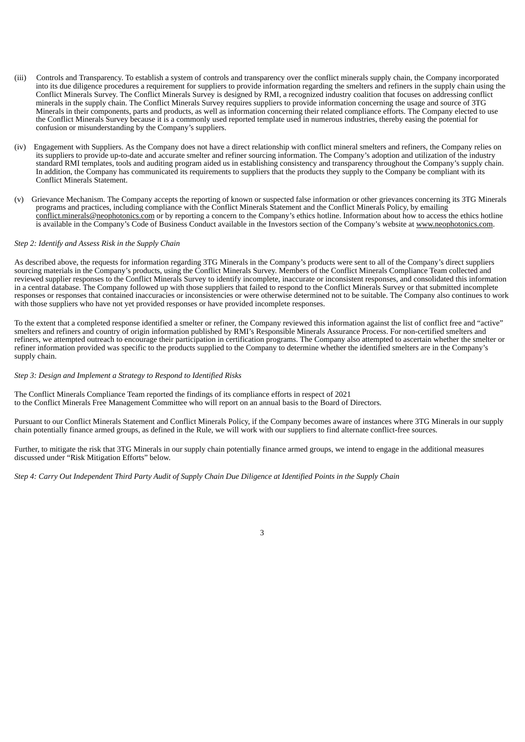(iii) Controls and Transparency. To establish a system of controls and transparency over the conflict minerals supply chain, the Company incorporated into its due diligence procedures a requirement for suppliers to provide information regarding the smelters and refiners in the supply chain using the Conflict Minerals Survey. The Conflict Minerals Survey is designed by RMI, a recognized industry coalition that focuses on addressing conflict minerals in the supply chain. The Conflict Minerals Survey requires suppliers to provide information concerning the usage and source of 3TG Minerals in their components, parts and products, as well as information concerning their related compliance efforts. The Company elected to use the Conflict Minerals Survey because it is a commonly used reported template used in numerous industries, thereby easing the potential for confusion or misunderstanding by the Company's suppliers.

(iv) Engagement with Suppliers. As the Company does not have a direct relationship with conflict mineral smelters and refiners, the Company relies on its suppliers to provide up-to-date and accurate smelter and refiner sourcing information. The Company's adoption and utilization of the industry standard RMI templates, tools and auditing program aided us in establishing consistency and transparency throughout the Company's supply chain. In addition, the Company has communicated its requirements to suppliers that the products they supply to the Company be compliant with its Conflict Minerals Statement.

(v) Grievance Mechanism. The Company accepts the reporting of known or suspected false information or other grievances concerning its 3TG Minerals programs and practices, including compliance with the Conflict Minerals Statement and the Conflict Minerals Policy, by emailing conflict.minerals@neophotonics.com or by reporting a concern to the Company's ethics hotline. Information about how to access the ethics hotline is available in the Company's Code of Business Conduct available in the Investors section of the Company's website at www.neophotonics.com.

*Step 2: Identify and Assess Risk in the Supply Chain*

As described above, the requests for information regarding 3TG Minerals in the Company's products were sent to all of the Company's direct suppliers sourcing materials in the Company's products, using the Conflict Minerals Survey. Members of the Conflict Minerals Compliance Team collected and reviewed supplier responses to the Conflict Minerals Survey to identify incomplete, inaccurate or inconsistent responses, and consolidated this information in a central database. The Company followed up with those suppliers that failed to respond to the Conflict Minerals Survey or that submitted incomplete responses or responses that contained inaccuracies or inconsistencies or were otherwise determined not to be suitable. The Company also continues to work with those suppliers who have not yet provided responses or have provided incomplete responses.

To the extent that a completed response identified a smelter or refiner, the Company reviewed this information against the list of conflict free and "active" smelters and refiners and country of origin information published by RMI's Responsible Minerals Assurance Process. For non-certified smelters and refiners, we attempted outreach to encourage their participation in certification programs. The Company also attempted to ascertain whether the smelter or refiner information provided was specific to the products supplied to the Company to determine whether the identified smelters are in the Company's supply chain.

*Step 3: Design and Implement a Strategy to Respond to Identified Risks*

The Conflict Minerals Compliance Team reported the findings of its compliance efforts in respect of 2021 to the Conflict Minerals Free Management Committee who will report on an annual basis to the Board of Directors.

Pursuant to our Conflict Minerals Statement and Conflict Minerals Policy, if the Company becomes aware of instances where 3TG Minerals in our supply chain potentially finance armed groups, as defined in the Rule, we will work with our suppliers to find alternate conflict-free sources.

Further, to mitigate the risk that 3TG Minerals in our supply chain potentially finance armed groups, we intend to engage in the additional measures discussed under "Risk Mitigation Efforts" below.

*Step 4: Carry Out Independent Third Party Audit of Supply Chain Due Diligence at Identified Points in the Supply Chain*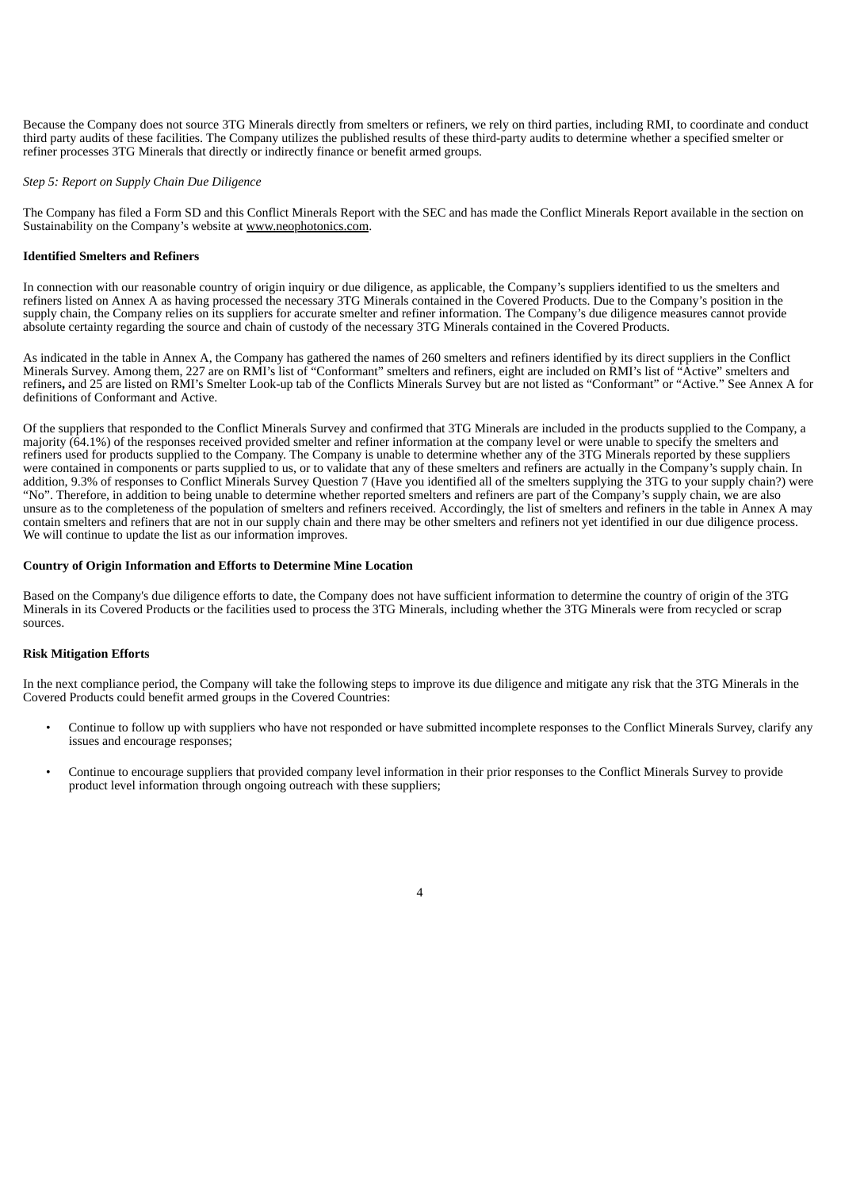Because the Company does not source 3TG Minerals directly from smelters or refiners, we rely on third parties, including RMI, to coordinate and conduct third party audits of these facilities. The Company utilizes the published results of these third-party audits to determine whether a specified smelter or refiner processes 3TG Minerals that directly or indirectly finance or benefit armed groups.

*Step 5: Report on Supply Chain Due Diligence*

The Company has filed a Form SD and this Conflict Minerals Report with the SEC and has made the Conflict Minerals Report available in the section on Sustainability on the Company's website at www.neophotonics.com.

**Identified Smelters and Refiners**

In connection with our reasonable country of origin inquiry or due diligence, as applicable, the Company's suppliers identified to us the smelters and refiners listed on Annex A as having processed the necessary 3TG Minerals contained in the Covered Products. Due to the Company's position in the supply chain, the Company relies on its suppliers for accurate smelter and refiner information. The Company's due diligence measures cannot provide absolute certainty regarding the source and chain of custody of the necessary 3TG Minerals contained in the Covered Products.

As indicated in the table in Annex A, the Company has gathered the names of 260 smelters and refiners identified by its direct suppliers in the Conflict Minerals Survey. Among them, 227 are on RMI's list of "Conformant" smelters and refiners, eight are included on RMI's list of "Active" smelters and refiners**,** and 25 are listed on RMI's Smelter Look-up tab of the Conflicts Minerals Survey but are not listed as "Conformant" or "Active." See Annex A for definitions of Conformant and Active.

Of the suppliers that responded to the Conflict Minerals Survey and confirmed that 3TG Minerals are included in the products supplied to the Company, a majority (64.1%) of the responses received provided smelter and refiner information at the company level or were unable to specify the smelters and refiners used for products supplied to the Company. The Company is unable to determine whether any of the 3TG Minerals reported by these suppliers were contained in components or parts supplied to us, or to validate that any of these smelters and refiners are actually in the Company's supply chain. In addition, 9.3% of responses to Conflict Minerals Survey Question 7 (Have you identified all of the smelters supplying the 3TG to your supply chain?) were "No". Therefore, in addition to being unable to determine whether reported smelters and refiners are part of the Company's supply chain, we are also unsure as to the completeness of the population of smelters and refiners received. Accordingly, the list of smelters and refiners in the table in Annex A may contain smelters and refiners that are not in our supply chain and there may be other smelters and refiners not yet identified in our due diligence process. We will continue to update the list as our information improves.

**Country of Origin Information and Efforts to Determine Mine Location**

Based on the Company's due diligence efforts to date, the Company does not have sufficient information to determine the country of origin of the 3TG Minerals in its Covered Products or the facilities used to process the 3TG Minerals, including whether the 3TG Minerals were from recycled or scrap sources.

**Risk Mitigation Efforts**

In the next compliance period, the Company will take the following steps to improve its due diligence and mitigate any risk that the 3TG Minerals in the Covered Products could benefit armed groups in the Covered Countries:

- Continue to follow up with suppliers who have not responded or have submitted incomplete responses to the Conflict Minerals Survey, clarify any issues and encourage responses;
- Continue to encourage suppliers that provided company level information in their prior responses to the Conflict Minerals Survey to provide product level information through ongoing outreach with these suppliers;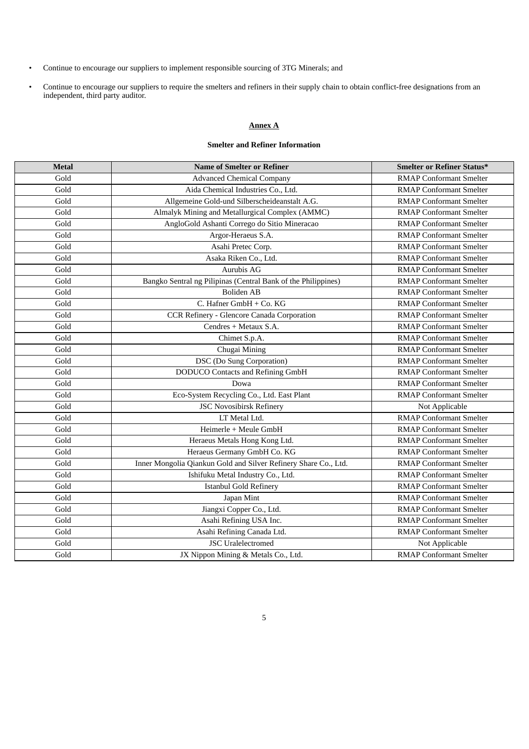- Continue to encourage our suppliers to implement responsible sourcing of 3TG Minerals; and
- Continue to encourage our suppliers to require the smelters and refiners in their supply chain to obtain conflict-free designations from an independent, third party auditor.

## Annex A

### Smelter and Refiner Information

| Metal | Name of Smelter or Refiner | Smelter or Refiner Status* |
|---|---|---|
| Gold | Advanced Chemical Company | RMAP Conformant Smelter |
| Gold | Aida Chemical Industries Co., Ltd. | RMAP Conformant Smelter |
| Gold | Allgemeine Gold-und Silberscheideanstalt A.G. | RMAP Conformant Smelter |
| Gold | Almalyk Mining and Metallurgical Complex (AMMC) | RMAP Conformant Smelter |
| Gold | AngloGold Ashanti Corrego do Sitio Mineracao | RMAP Conformant Smelter |
| Gold | Argor-Heraeus S.A. | RMAP Conformant Smelter |
| Gold | Asahi Pretec Corp. | RMAP Conformant Smelter |
| Gold | Asaka Riken Co., Ltd. | RMAP Conformant Smelter |
| Gold | Aurubis AG | RMAP Conformant Smelter |
| Gold | Bangko Sentral ng Pilipinas (Central Bank of the Philippines) | RMAP Conformant Smelter |
| Gold | Boliden AB | RMAP Conformant Smelter |
| Gold | C. Hafner GmbH + Co. KG | RMAP Conformant Smelter |
| Gold | CCR Refinery - Glencore Canada Corporation | RMAP Conformant Smelter |
| Gold | Cendres + Metaux S.A. | RMAP Conformant Smelter |
| Gold | Chimet S.p.A. | RMAP Conformant Smelter |
| Gold | Chugai Mining | RMAP Conformant Smelter |
| Gold | DSC (Do Sung Corporation) | RMAP Conformant Smelter |
| Gold | DODUCO Contacts and Refining GmbH | RMAP Conformant Smelter |
| Gold | Dowa | RMAP Conformant Smelter |
| Gold | Eco-System Recycling Co., Ltd. East Plant | RMAP Conformant Smelter |
| Gold | JSC Novosibirsk Refinery | Not Applicable |
| Gold | LT Metal Ltd. | RMAP Conformant Smelter |
| Gold | Heimerle + Meule GmbH | RMAP Conformant Smelter |
| Gold | Heraeus Metals Hong Kong Ltd. | RMAP Conformant Smelter |
| Gold | Heraeus Germany GmbH Co. KG | RMAP Conformant Smelter |
| Gold | Inner Mongolia Qiankun Gold and Silver Refinery Share Co., Ltd. | RMAP Conformant Smelter |
| Gold | Ishifuku Metal Industry Co., Ltd. | RMAP Conformant Smelter |
| Gold | Istanbul Gold Refinery | RMAP Conformant Smelter |
| Gold | Japan Mint | RMAP Conformant Smelter |
| Gold | Jiangxi Copper Co., Ltd. | RMAP Conformant Smelter |
| Gold | Asahi Refining USA Inc. | RMAP Conformant Smelter |
| Gold | Asahi Refining Canada Ltd. | RMAP Conformant Smelter |
| Gold | JSC Uralelectromed | Not Applicable |
| Gold | JX Nippon Mining & Metals Co., Ltd. | RMAP Conformant Smelter |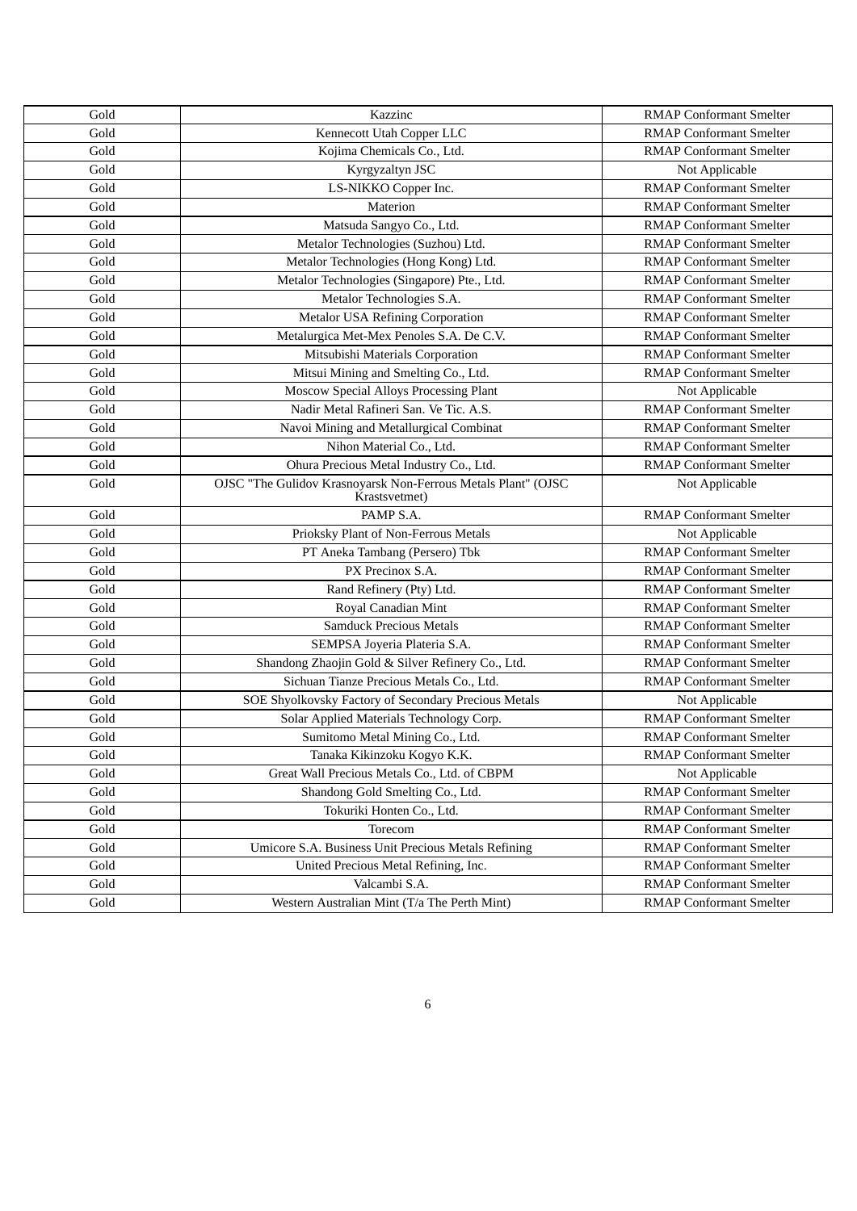| | | |
|---|---|---|
| Gold | Kazzinc | RMAP Conformant Smelter |
| Gold | Kennecott Utah Copper LLC | RMAP Conformant Smelter |
| Gold | Kojima Chemicals Co., Ltd. | RMAP Conformant Smelter |
| Gold | Kyrgyzaltyn JSC | Not Applicable |
| Gold | LS-NIKKO Copper Inc. | RMAP Conformant Smelter |
| Gold | Materion | RMAP Conformant Smelter |
| Gold | Matsuda Sangyo Co., Ltd. | RMAP Conformant Smelter |
| Gold | Metalor Technologies (Suzhou) Ltd. | RMAP Conformant Smelter |
| Gold | Metalor Technologies (Hong Kong) Ltd. | RMAP Conformant Smelter |
| Gold | Metalor Technologies (Singapore) Pte., Ltd. | RMAP Conformant Smelter |
| Gold | Metalor Technologies S.A. | RMAP Conformant Smelter |
| Gold | Metalor USA Refining Corporation | RMAP Conformant Smelter |
| Gold | Metalurgica Met-Mex Penoles S.A. De C.V. | RMAP Conformant Smelter |
| Gold | Mitsubishi Materials Corporation | RMAP Conformant Smelter |
| Gold | Mitsui Mining and Smelting Co., Ltd. | RMAP Conformant Smelter |
| Gold | Moscow Special Alloys Processing Plant | Not Applicable |
| Gold | Nadir Metal Rafineri San. Ve Tic. A.S. | RMAP Conformant Smelter |
| Gold | Navoi Mining and Metallurgical Combinat | RMAP Conformant Smelter |
| Gold | Nihon Material Co., Ltd. | RMAP Conformant Smelter |
| Gold | Ohura Precious Metal Industry Co., Ltd. | RMAP Conformant Smelter |
| Gold | OJSC "The Gulidov Krasnoyarsk Non-Ferrous Metals Plant" (OJSC Krastsvetmet) | Not Applicable |
| Gold | PAMP S.A. | RMAP Conformant Smelter |
| Gold | Prioksky Plant of Non-Ferrous Metals | Not Applicable |
| Gold | PT Aneka Tambang (Persero) Tbk | RMAP Conformant Smelter |
| Gold | PX Precinox S.A. | RMAP Conformant Smelter |
| Gold | Rand Refinery (Pty) Ltd. | RMAP Conformant Smelter |
| Gold | Royal Canadian Mint | RMAP Conformant Smelter |
| Gold | Samduck Precious Metals | RMAP Conformant Smelter |
| Gold | SEMPSA Joyeria Plateria S.A. | RMAP Conformant Smelter |
| Gold | Shandong Zhaojin Gold & Silver Refinery Co., Ltd. | RMAP Conformant Smelter |
| Gold | Sichuan Tianze Precious Metals Co., Ltd. | RMAP Conformant Smelter |
| Gold | SOE Shyolkovsky Factory of Secondary Precious Metals | Not Applicable |
| Gold | Solar Applied Materials Technology Corp. | RMAP Conformant Smelter |
| Gold | Sumitomo Metal Mining Co., Ltd. | RMAP Conformant Smelter |
| Gold | Tanaka Kikinzoku Kogyo K.K. | RMAP Conformant Smelter |
| Gold | Great Wall Precious Metals Co., Ltd. of CBPM | Not Applicable |
| Gold | Shandong Gold Smelting Co., Ltd. | RMAP Conformant Smelter |
| Gold | Tokuriki Honten Co., Ltd. | RMAP Conformant Smelter |
| Gold | Torecom | RMAP Conformant Smelter |
| Gold | Umicore S.A. Business Unit Precious Metals Refining | RMAP Conformant Smelter |
| Gold | United Precious Metal Refining, Inc. | RMAP Conformant Smelter |
| Gold | Valcambi S.A. | RMAP Conformant Smelter |
| Gold | Western Australian Mint (T/a The Perth Mint) | RMAP Conformant Smelter |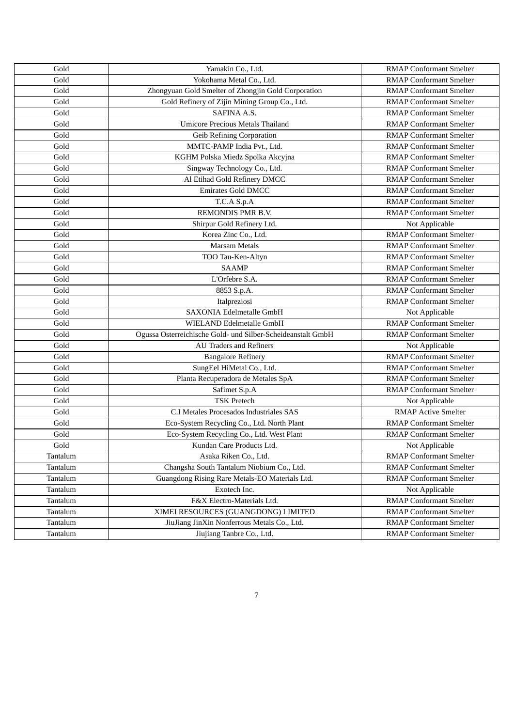| | | |
|---|---|---|
| Gold | Yamakin Co., Ltd. | RMAP Conformant Smelter |
| Gold | Yokohama Metal Co., Ltd. | RMAP Conformant Smelter |
| Gold | Zhongyuan Gold Smelter of Zhongjin Gold Corporation | RMAP Conformant Smelter |
| Gold | Gold Refinery of Zijin Mining Group Co., Ltd. | RMAP Conformant Smelter |
| Gold | SAFINA A.S. | RMAP Conformant Smelter |
| Gold | Umicore Precious Metals Thailand | RMAP Conformant Smelter |
| Gold | Geib Refining Corporation | RMAP Conformant Smelter |
| Gold | MMTC-PAMP India Pvt., Ltd. | RMAP Conformant Smelter |
| Gold | KGHM Polska Miedz Spolka Akcyjna | RMAP Conformant Smelter |
| Gold | Singway Technology Co., Ltd. | RMAP Conformant Smelter |
| Gold | Al Etihad Gold Refinery DMCC | RMAP Conformant Smelter |
| Gold | Emirates Gold DMCC | RMAP Conformant Smelter |
| Gold | T.C.A S.p.A | RMAP Conformant Smelter |
| Gold | REMONDIS PMR B.V. | RMAP Conformant Smelter |
| Gold | Shirpur Gold Refinery Ltd. | Not Applicable |
| Gold | Korea Zinc Co., Ltd. | RMAP Conformant Smelter |
| Gold | Marsam Metals | RMAP Conformant Smelter |
| Gold | TOO Tau-Ken-Altyn | RMAP Conformant Smelter |
| Gold | SAAMP | RMAP Conformant Smelter |
| Gold | L'Orfebre S.A. | RMAP Conformant Smelter |
| Gold | 8853 S.p.A. | RMAP Conformant Smelter |
| Gold | Italpreziosi | RMAP Conformant Smelter |
| Gold | SAXONIA Edelmetalle GmbH | Not Applicable |
| Gold | WIELAND Edelmetalle GmbH | RMAP Conformant Smelter |
| Gold | Ogussa Osterreichische Gold- und Silber-Scheideanstalt GmbH | RMAP Conformant Smelter |
| Gold | AU Traders and Refiners | Not Applicable |
| Gold | Bangalore Refinery | RMAP Conformant Smelter |
| Gold | SungEel HiMetal Co., Ltd. | RMAP Conformant Smelter |
| Gold | Planta Recuperadora de Metales SpA | RMAP Conformant Smelter |
| Gold | Safimet S.p.A | RMAP Conformant Smelter |
| Gold | TSK Pretech | Not Applicable |
| Gold | C.I Metales Procesados Industriales SAS | RMAP Active Smelter |
| Gold | Eco-System Recycling Co., Ltd. North Plant | RMAP Conformant Smelter |
| Gold | Eco-System Recycling Co., Ltd. West Plant | RMAP Conformant Smelter |
| Gold | Kundan Care Products Ltd. | Not Applicable |
| Tantalum | Asaka Riken Co., Ltd. | RMAP Conformant Smelter |
| Tantalum | Changsha South Tantalum Niobium Co., Ltd. | RMAP Conformant Smelter |
| Tantalum | Guangdong Rising Rare Metals-EO Materials Ltd. | RMAP Conformant Smelter |
| Tantalum | Exotech Inc. | Not Applicable |
| Tantalum | F&X Electro-Materials Ltd. | RMAP Conformant Smelter |
| Tantalum | XIMEI RESOURCES (GUANGDONG) LIMITED | RMAP Conformant Smelter |
| Tantalum | JiuJiang JinXin Nonferrous Metals Co., Ltd. | RMAP Conformant Smelter |
| Tantalum | Jiujiang Tanbre Co., Ltd. | RMAP Conformant Smelter |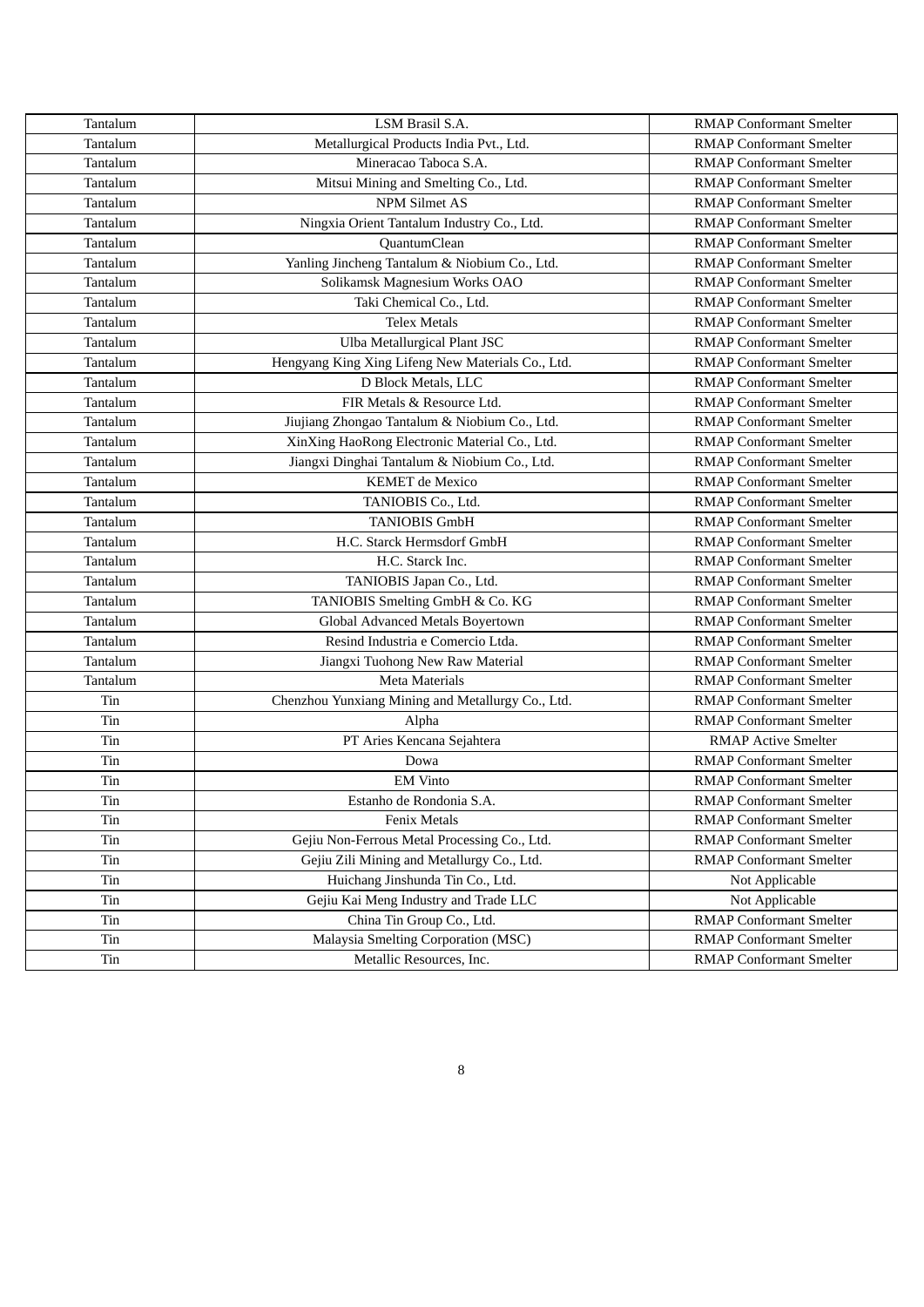| Tantalum | LSM Brasil S.A. | RMAP Conformant Smelter |
|---|---|---|
| Tantalum | Metallurgical Products India Pvt., Ltd. | RMAP Conformant Smelter |
| Tantalum | Mineracao Taboca S.A. | RMAP Conformant Smelter |
| Tantalum | Mitsui Mining and Smelting Co., Ltd. | RMAP Conformant Smelter |
| Tantalum | NPM Silmet AS | RMAP Conformant Smelter |
| Tantalum | Ningxia Orient Tantalum Industry Co., Ltd. | RMAP Conformant Smelter |
| Tantalum | QuantumClean | RMAP Conformant Smelter |
| Tantalum | Yanling Jincheng Tantalum & Niobium Co., Ltd. | RMAP Conformant Smelter |
| Tantalum | Solikamsk Magnesium Works OAO | RMAP Conformant Smelter |
| Tantalum | Taki Chemical Co., Ltd. | RMAP Conformant Smelter |
| Tantalum | Telex Metals | RMAP Conformant Smelter |
| Tantalum | Ulba Metallurgical Plant JSC | RMAP Conformant Smelter |
| Tantalum | Hengyang King Xing Lifeng New Materials Co., Ltd. | RMAP Conformant Smelter |
| Tantalum | D Block Metals, LLC | RMAP Conformant Smelter |
| Tantalum | FIR Metals & Resource Ltd. | RMAP Conformant Smelter |
| Tantalum | Jiujiang Zhongao Tantalum & Niobium Co., Ltd. | RMAP Conformant Smelter |
| Tantalum | XinXing HaoRong Electronic Material Co., Ltd. | RMAP Conformant Smelter |
| Tantalum | Jiangxi Dinghai Tantalum & Niobium Co., Ltd. | RMAP Conformant Smelter |
| Tantalum | KEMET de Mexico | RMAP Conformant Smelter |
| Tantalum | TANIOBIS Co., Ltd. | RMAP Conformant Smelter |
| Tantalum | TANIOBIS GmbH | RMAP Conformant Smelter |
| Tantalum | H.C. Starck Hermsdorf GmbH | RMAP Conformant Smelter |
| Tantalum | H.C. Starck Inc. | RMAP Conformant Smelter |
| Tantalum | TANIOBIS Japan Co., Ltd. | RMAP Conformant Smelter |
| Tantalum | TANIOBIS Smelting GmbH & Co. KG | RMAP Conformant Smelter |
| Tantalum | Global Advanced Metals Boyertown | RMAP Conformant Smelter |
| Tantalum | Resind Industria e Comercio Ltda. | RMAP Conformant Smelter |
| Tantalum | Jiangxi Tuohong New Raw Material | RMAP Conformant Smelter |
| Tantalum | Meta Materials | RMAP Conformant Smelter |
| Tin | Chenzhou Yunxiang Mining and Metallurgy Co., Ltd. | RMAP Conformant Smelter |
| Tin | Alpha | RMAP Conformant Smelter |
| Tin | PT Aries Kencana Sejahtera | RMAP Active Smelter |
| Tin | Dowa | RMAP Conformant Smelter |
| Tin | EM Vinto | RMAP Conformant Smelter |
| Tin | Estanho de Rondonia S.A. | RMAP Conformant Smelter |
| Tin | Fenix Metals | RMAP Conformant Smelter |
| Tin | Gejiu Non-Ferrous Metal Processing Co., Ltd. | RMAP Conformant Smelter |
| Tin | Gejiu Zili Mining and Metallurgy Co., Ltd. | RMAP Conformant Smelter |
| Tin | Huichang Jinshunda Tin Co., Ltd. | Not Applicable |
| Tin | Gejiu Kai Meng Industry and Trade LLC | Not Applicable |
| Tin | China Tin Group Co., Ltd. | RMAP Conformant Smelter |
| Tin | Malaysia Smelting Corporation (MSC) | RMAP Conformant Smelter |
| Tin | Metallic Resources, Inc. | RMAP Conformant Smelter |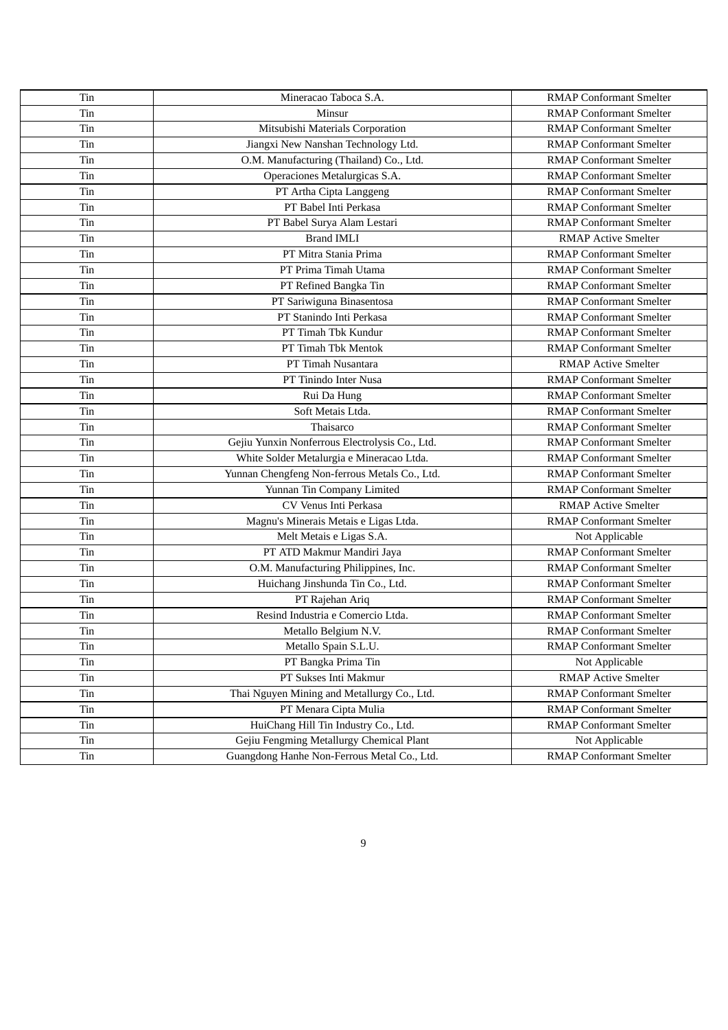| Tin | Mineracao Taboca S.A. | RMAP Conformant Smelter |
|---|---|---|
| Tin | Minsur | RMAP Conformant Smelter |
| Tin | Mitsubishi Materials Corporation | RMAP Conformant Smelter |
| Tin | Jiangxi New Nanshan Technology Ltd. | RMAP Conformant Smelter |
| Tin | O.M. Manufacturing (Thailand) Co., Ltd. | RMAP Conformant Smelter |
| Tin | Operaciones Metalurgicas S.A. | RMAP Conformant Smelter |
| Tin | PT Artha Cipta Langgeng | RMAP Conformant Smelter |
| Tin | PT Babel Inti Perkasa | RMAP Conformant Smelter |
| Tin | PT Babel Surya Alam Lestari | RMAP Conformant Smelter |
| Tin | Brand IMLI | RMAP Active Smelter |
| Tin | PT Mitra Stania Prima | RMAP Conformant Smelter |
| Tin | PT Prima Timah Utama | RMAP Conformant Smelter |
| Tin | PT Refined Bangka Tin | RMAP Conformant Smelter |
| Tin | PT Sariwiguna Binasentosa | RMAP Conformant Smelter |
| Tin | PT Stanindo Inti Perkasa | RMAP Conformant Smelter |
| Tin | PT Timah Tbk Kundur | RMAP Conformant Smelter |
| Tin | PT Timah Tbk Mentok | RMAP Conformant Smelter |
| Tin | PT Timah Nusantara | RMAP Active Smelter |
| Tin | PT Tinindo Inter Nusa | RMAP Conformant Smelter |
| Tin | Rui Da Hung | RMAP Conformant Smelter |
| Tin | Soft Metais Ltda. | RMAP Conformant Smelter |
| Tin | Thaisarco | RMAP Conformant Smelter |
| Tin | Gejiu Yunxin Nonferrous Electrolysis Co., Ltd. | RMAP Conformant Smelter |
| Tin | White Solder Metalurgia e Mineracao Ltda. | RMAP Conformant Smelter |
| Tin | Yunnan Chengfeng Non-ferrous Metals Co., Ltd. | RMAP Conformant Smelter |
| Tin | Yunnan Tin Company Limited | RMAP Conformant Smelter |
| Tin | CV Venus Inti Perkasa | RMAP Active Smelter |
| Tin | Magnu's Minerais Metais e Ligas Ltda. | RMAP Conformant Smelter |
| Tin | Melt Metais e Ligas S.A. | Not Applicable |
| Tin | PT ATD Makmur Mandiri Jaya | RMAP Conformant Smelter |
| Tin | O.M. Manufacturing Philippines, Inc. | RMAP Conformant Smelter |
| Tin | Huichang Jinshunda Tin Co., Ltd. | RMAP Conformant Smelter |
| Tin | PT Rajehan Ariq | RMAP Conformant Smelter |
| Tin | Resind Industria e Comercio Ltda. | RMAP Conformant Smelter |
| Tin | Metallo Belgium N.V. | RMAP Conformant Smelter |
| Tin | Metallo Spain S.L.U. | RMAP Conformant Smelter |
| Tin | PT Bangka Prima Tin | Not Applicable |
| Tin | PT Sukses Inti Makmur | RMAP Active Smelter |
| Tin | Thai Nguyen Mining and Metallurgy Co., Ltd. | RMAP Conformant Smelter |
| Tin | PT Menara Cipta Mulia | RMAP Conformant Smelter |
| Tin | HuiChang Hill Tin Industry Co., Ltd. | RMAP Conformant Smelter |
| Tin | Gejiu Fengming Metallurgy Chemical Plant | Not Applicable |
| Tin | Guangdong Hanhe Non-Ferrous Metal Co., Ltd. | RMAP Conformant Smelter |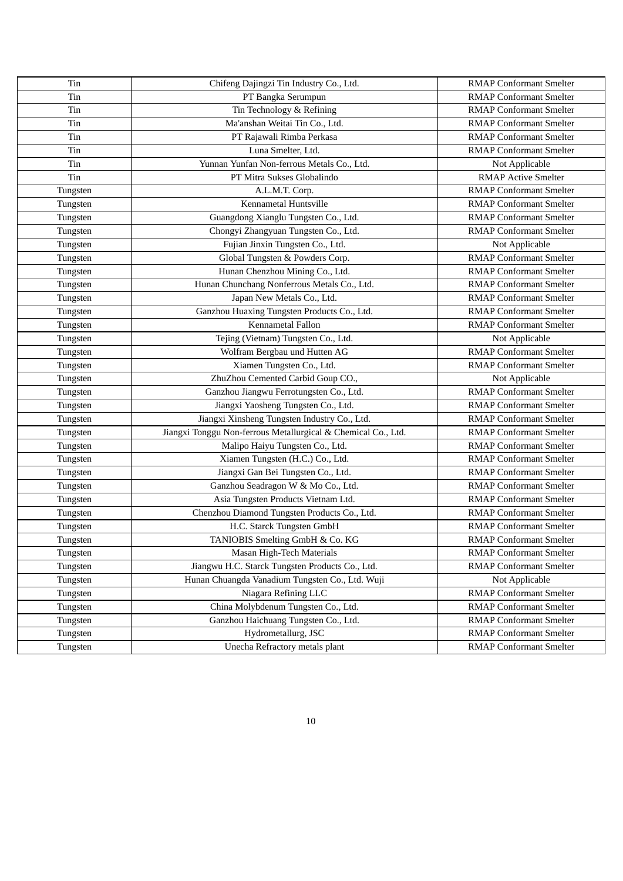| | | |
|---|---|---|
| Tin | Chifeng Dajingzi Tin Industry Co., Ltd. | RMAP Conformant Smelter |
| Tin | PT Bangka Serumpun | RMAP Conformant Smelter |
| Tin | Tin Technology & Refining | RMAP Conformant Smelter |
| Tin | Ma'anshan Weitai Tin Co., Ltd. | RMAP Conformant Smelter |
| Tin | PT Rajawali Rimba Perkasa | RMAP Conformant Smelter |
| Tin | Luna Smelter, Ltd. | RMAP Conformant Smelter |
| Tin | Yunnan Yunfan Non-ferrous Metals Co., Ltd. | Not Applicable |
| Tin | PT Mitra Sukses Globalindo | RMAP Active Smelter |
| Tungsten | A.L.M.T. Corp. | RMAP Conformant Smelter |
| Tungsten | Kennametal Huntsville | RMAP Conformant Smelter |
| Tungsten | Guangdong Xianglu Tungsten Co., Ltd. | RMAP Conformant Smelter |
| Tungsten | Chongyi Zhangyuan Tungsten Co., Ltd. | RMAP Conformant Smelter |
| Tungsten | Fujian Jinxin Tungsten Co., Ltd. | Not Applicable |
| Tungsten | Global Tungsten & Powders Corp. | RMAP Conformant Smelter |
| Tungsten | Hunan Chenzhou Mining Co., Ltd. | RMAP Conformant Smelter |
| Tungsten | Hunan Chunchang Nonferrous Metals Co., Ltd. | RMAP Conformant Smelter |
| Tungsten | Japan New Metals Co., Ltd. | RMAP Conformant Smelter |
| Tungsten | Ganzhou Huaxing Tungsten Products Co., Ltd. | RMAP Conformant Smelter |
| Tungsten | Kennametal Fallon | RMAP Conformant Smelter |
| Tungsten | Tejing (Vietnam) Tungsten Co., Ltd. | Not Applicable |
| Tungsten | Wolfram Bergbau und Hutten AG | RMAP Conformant Smelter |
| Tungsten | Xiamen Tungsten Co., Ltd. | RMAP Conformant Smelter |
| Tungsten | ZhuZhou Cemented Carbid Goup CO., | Not Applicable |
| Tungsten | Ganzhou Jiangwu Ferrotungsten Co., Ltd. | RMAP Conformant Smelter |
| Tungsten | Jiangxi Yaosheng Tungsten Co., Ltd. | RMAP Conformant Smelter |
| Tungsten | Jiangxi Xinsheng Tungsten Industry Co., Ltd. | RMAP Conformant Smelter |
| Tungsten | Jiangxi Tonggu Non-ferrous Metallurgical & Chemical Co., Ltd. | RMAP Conformant Smelter |
| Tungsten | Malipo Haiyu Tungsten Co., Ltd. | RMAP Conformant Smelter |
| Tungsten | Xiamen Tungsten (H.C.) Co., Ltd. | RMAP Conformant Smelter |
| Tungsten | Jiangxi Gan Bei Tungsten Co., Ltd. | RMAP Conformant Smelter |
| Tungsten | Ganzhou Seadragon W & Mo Co., Ltd. | RMAP Conformant Smelter |
| Tungsten | Asia Tungsten Products Vietnam Ltd. | RMAP Conformant Smelter |
| Tungsten | Chenzhou Diamond Tungsten Products Co., Ltd. | RMAP Conformant Smelter |
| Tungsten | H.C. Starck Tungsten GmbH | RMAP Conformant Smelter |
| Tungsten | TANIOBIS Smelting GmbH & Co. KG | RMAP Conformant Smelter |
| Tungsten | Masan High-Tech Materials | RMAP Conformant Smelter |
| Tungsten | Jiangwu H.C. Starck Tungsten Products Co., Ltd. | RMAP Conformant Smelter |
| Tungsten | Hunan Chuangda Vanadium Tungsten Co., Ltd. Wuji | Not Applicable |
| Tungsten | Niagara Refining LLC | RMAP Conformant Smelter |
| Tungsten | China Molybdenum Tungsten Co., Ltd. | RMAP Conformant Smelter |
| Tungsten | Ganzhou Haichuang Tungsten Co., Ltd. | RMAP Conformant Smelter |
| Tungsten | Hydrometallurg, JSC | RMAP Conformant Smelter |
| Tungsten | Unecha Refractory metals plant | RMAP Conformant Smelter |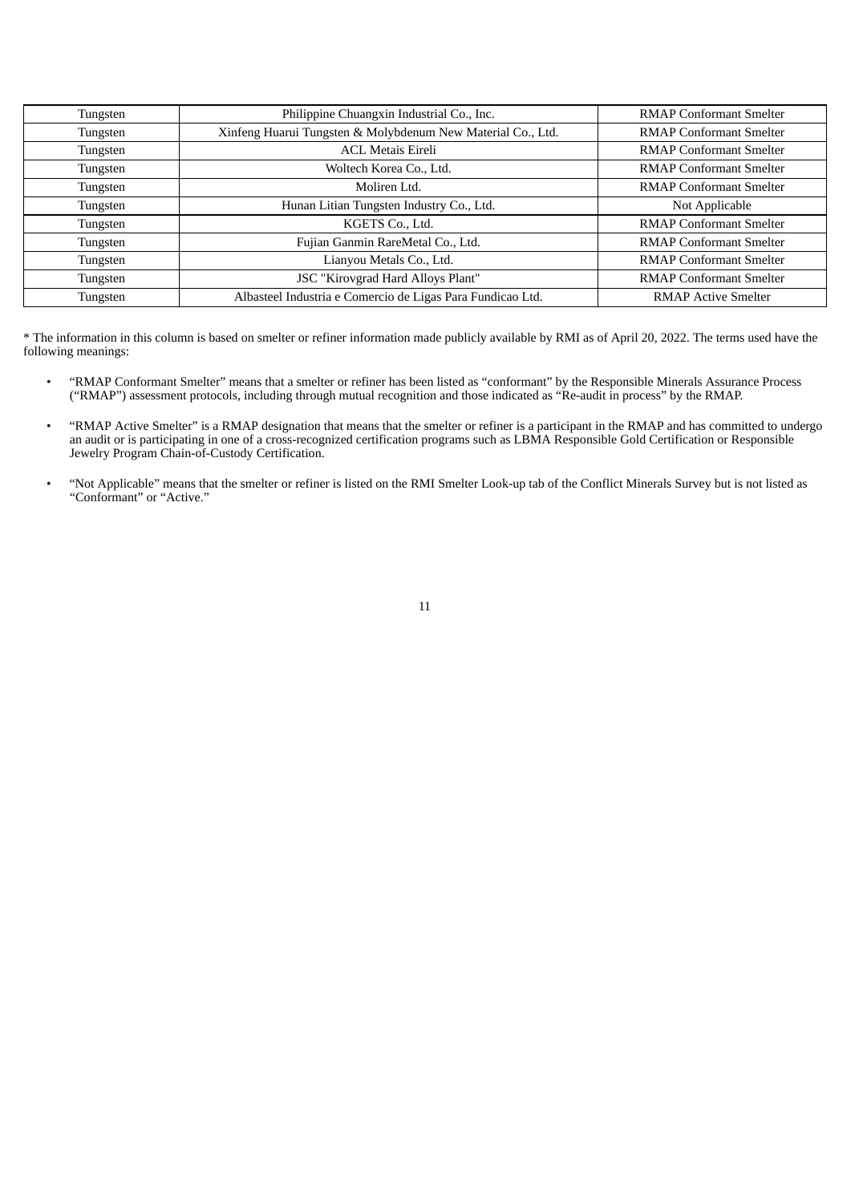| | | |
|---|---|---|
| Tungsten | Philippine Chuangxin Industrial Co., Inc. | RMAP Conformant Smelter |
| Tungsten | Xinfeng Huarui Tungsten & Molybdenum New Material Co., Ltd. | RMAP Conformant Smelter |
| Tungsten | ACL Metais Eireli | RMAP Conformant Smelter |
| Tungsten | Woltech Korea Co., Ltd. | RMAP Conformant Smelter |
| Tungsten | Moliren Ltd. | RMAP Conformant Smelter |
| Tungsten | Hunan Litian Tungsten Industry Co., Ltd. | Not Applicable |
| Tungsten | KGETS Co., Ltd. | RMAP Conformant Smelter |
| Tungsten | Fujian Ganmin RareMetal Co., Ltd. | RMAP Conformant Smelter |
| Tungsten | Lianyou Metals Co., Ltd. | RMAP Conformant Smelter |
| Tungsten | JSC "Kirovgrad Hard Alloys Plant" | RMAP Conformant Smelter |
| Tungsten | Albasteel Industria e Comercio de Ligas Para Fundicao Ltd. | RMAP Active Smelter |

* The information in this column is based on smelter or refiner information made publicly available by RMI as of April 20, 2022. The terms used have the following meanings:

- "RMAP Conformant Smelter" means that a smelter or refiner has been listed as "conformant" by the Responsible Minerals Assurance Process ("RMAP") assessment protocols, including through mutual recognition and those indicated as "Re-audit in process" by the RMAP.
- "RMAP Active Smelter" is a RMAP designation that means that the smelter or refiner is a participant in the RMAP and has committed to undergo an audit or is participating in one of a cross-recognized certification programs such as LBMA Responsible Gold Certification or Responsible Jewelry Program Chain-of-Custody Certification.
- "Not Applicable" means that the smelter or refiner is listed on the RMI Smelter Look-up tab of the Conflict Minerals Survey but is not listed as "Conformant" or "Active."